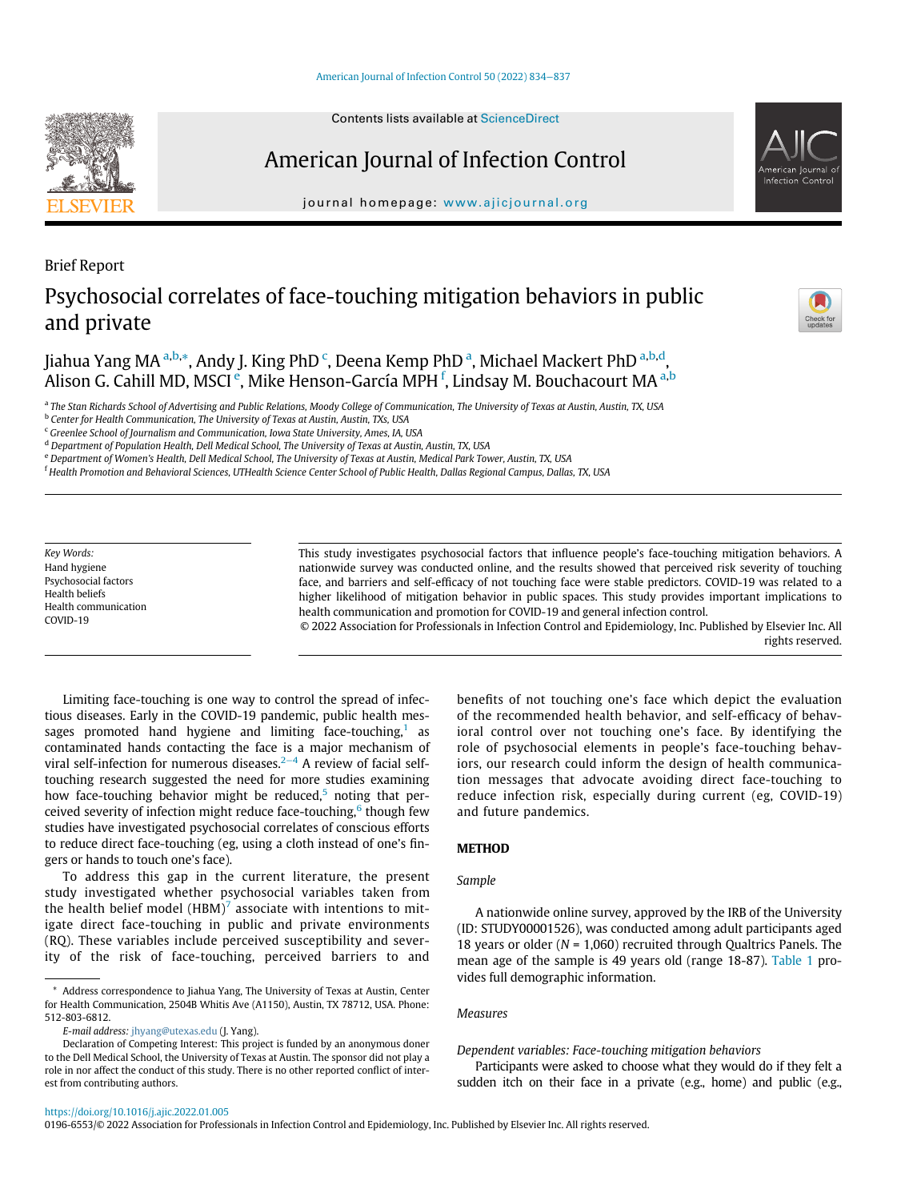Brief Report

# Psychosocial correlates of face-touching mitigation behaviors in public and private

Jiahua Yang MA [a,b,*], Andy J. King PhD [c], Deena Kemp PhD [a], Michael Mackert PhD [a,b,d], Alison G. Cahill MD, MSCI [e], Mike Henson-García MPH [f], Lindsay M. Bouchacourt MA [a,b]

[a] The Stan Richards School of Advertising and Public Relations, Moody College of Communication, The University of Texas at Austin, Austin, TX, USA
[b] Center for Health Communication, The University of Texas at Austin, Austin, TXs, USA
[c] Greenlee School of Journalism and Communication, Iowa State University, Ames, IA, USA
[d] Department of Population Health, Dell Medical School, The University of Texas at Austin, Austin, TX, USA
[e] Department of Women's Health, Dell Medical School, The University of Texas at Austin, Medical Park Tower, Austin, TX, USA
[f] Health Promotion and Behavioral Sciences, UTHealth Science Center School of Public Health, Dallas Regional Campus, Dallas, TX, USA

*Key Words:*
Hand hygiene
Psychosocial factors
Health beliefs
Health communication
COVID-19

This study investigates psychosocial factors that influence people's face-touching mitigation behaviors. A nationwide survey was conducted online, and the results showed that perceived risk severity of touching face, and barriers and self-efficacy of not touching face were stable predictors. COVID-19 was related to a higher likelihood of mitigation behavior in public spaces. This study provides important implications to health communication and promotion for COVID-19 and general infection control.

© 2022 Association for Professionals in Infection Control and Epidemiology, Inc. Published by Elsevier Inc. All rights reserved.

Limiting face-touching is one way to control the spread of infectious diseases. Early in the COVID-19 pandemic, public health messages promoted hand hygiene and limiting face-touching,[1] as contaminated hands contacting the face is a major mechanism of viral self-infection for numerous diseases.[2–4] A review of facial self-touching research suggested the need for more studies examining how face-touching behavior might be reduced,[5] noting that perceived severity of infection might reduce face-touching,[6] though few studies have investigated psychosocial correlates of conscious efforts to reduce direct face-touching (eg, using a cloth instead of one's fingers or hands to touch one's face).

To address this gap in the current literature, the present study investigated whether psychosocial variables taken from the health belief model (HBM)[7] associate with intentions to mitigate direct face-touching in public and private environments (RQ). These variables include perceived susceptibility and severity of the risk of face-touching, perceived barriers to and benefits of not touching one's face which depict the evaluation of the recommended health behavior, and self-efficacy of behavioral control over not touching one's face. By identifying the role of psychosocial elements in people's face-touching behaviors, our research could inform the design of health communication messages that advocate avoiding direct face-touching to reduce infection risk, especially during current (eg, COVID-19) and future pandemics.

## METHOD

### Sample

A nationwide online survey, approved by the IRB of the University (ID: STUDY00001526), was conducted among adult participants aged 18 years or older ($N$ = 1,060) recruited through Qualtrics Panels. The mean age of the sample is 49 years old (range 18-87). Table 1 provides full demographic information.

### Measures

*Dependent variables: Face-touching mitigation behaviors*

Participants were asked to choose what they would do if they felt a sudden itch on their face in a private (e.g., home) and public (e.g.,

* Address correspondence to Jiahua Yang, The University of Texas at Austin, Center for Health Communication, 2504B Whitis Ave (A1150), Austin, TX 78712, USA. Phone: 512-803-6812.

*E-mail address:* jhyang@utexas.edu (J. Yang).

Declaration of Competing Interest: This project is funded by an anonymous doner to the Dell Medical School, the University of Texas at Austin. The sponsor did not play a role in nor affect the conduct of this study. There is no other reported conflict of interest from contributing authors.

https://doi.org/10.1016/j.ajic.2022.01.005
0196-6553/© 2022 Association for Professionals in Infection Control and Epidemiology, Inc. Published by Elsevier Inc. All rights reserved.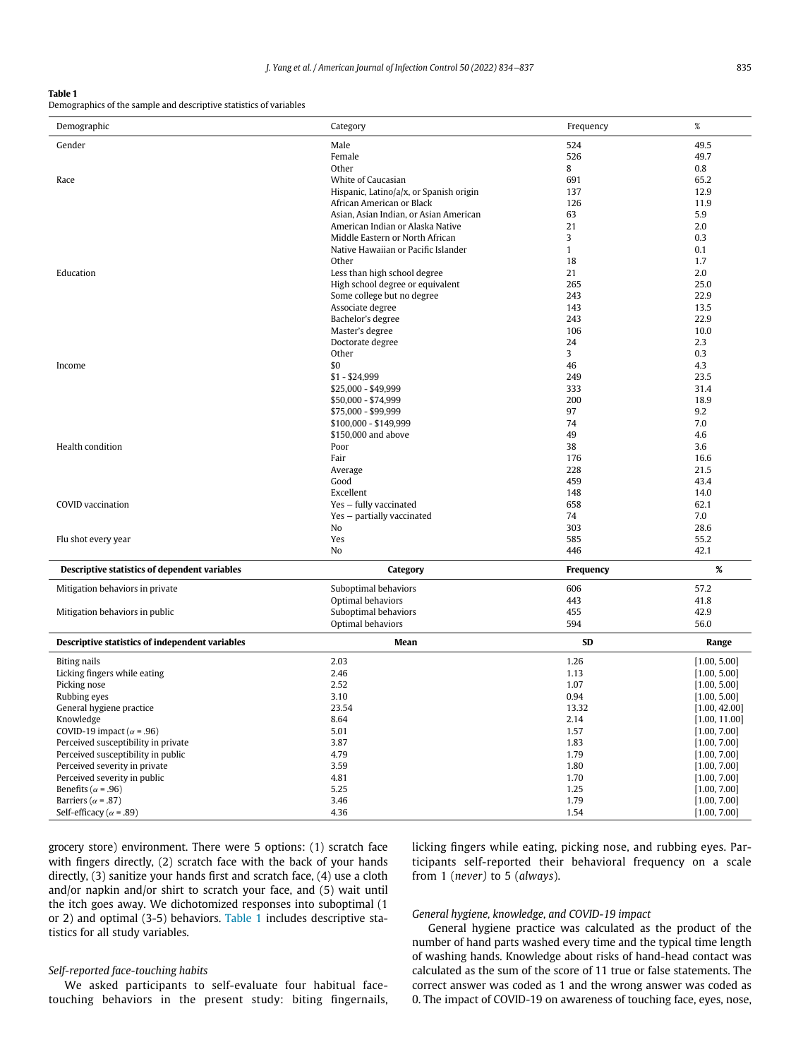**Table 1**
Demographics of the sample and descriptive statistics of variables

| Demographic | Category | Frequency | % |
|---|---|---|---|
| Gender | Male | 524 | 49.5 |
| | Female | 526 | 49.7 |
| | Other | 8 | 0.8 |
| Race | White of Caucasian | 691 | 65.2 |
| | Hispanic, Latino/a/x, or Spanish origin | 137 | 12.9 |
| | African American or Black | 126 | 11.9 |
| | Asian, Asian Indian, or Asian American | 63 | 5.9 |
| | American Indian or Alaska Native | 21 | 2.0 |
| | Middle Eastern or North African | 3 | 0.3 |
| | Native Hawaiian or Pacific Islander | 1 | 0.1 |
| | Other | 18 | 1.7 |
| Education | Less than high school degree | 21 | 2.0 |
| | High school degree or equivalent | 265 | 25.0 |
| | Some college but no degree | 243 | 22.9 |
| | Associate degree | 143 | 13.5 |
| | Bachelor's degree | 243 | 22.9 |
| | Master's degree | 106 | 10.0 |
| | Doctorate degree | 24 | 2.3 |
| | Other | 3 | 0.3 |
| Income | $0 | 46 | 4.3 |
| | $1 - $24,999 | 249 | 23.5 |
| | $25,000 - $49,999 | 333 | 31.4 |
| | $50,000 - $74,999 | 200 | 18.9 |
| | $75,000 - $99,999 | 97 | 9.2 |
| | $100,000 - $149,999 | 74 | 7.0 |
| | $150,000 and above | 49 | 4.6 |
| Health condition | Poor | 38 | 3.6 |
| | Fair | 176 | 16.6 |
| | Average | 228 | 21.5 |
| | Good | 459 | 43.4 |
| | Excellent | 148 | 14.0 |
| COVID vaccination | Yes – fully vaccinated | 658 | 62.1 |
| | Yes – partially vaccinated | 74 | 7.0 |
| | No | 303 | 28.6 |
| Flu shot every year | Yes | 585 | 55.2 |
| | No | 446 | 42.1 |
| **Descriptive statistics of dependent variables** | **Category** | **Frequency** | **%** |
| Mitigation behaviors in private | Suboptimal behaviors | 606 | 57.2 |
| | Optimal behaviors | 443 | 41.8 |
| Mitigation behaviors in public | Suboptimal behaviors | 455 | 42.9 |
| | Optimal behaviors | 594 | 56.0 |
| **Descriptive statistics of independent variables** | **Mean** | **SD** | **Range** |
| Biting nails | 2.03 | 1.26 | [1.00, 5.00] |
| Licking fingers while eating | 2.46 | 1.13 | [1.00, 5.00] |
| Picking nose | 2.52 | 1.07 | [1.00, 5.00] |
| Rubbing eyes | 3.10 | 0.94 | [1.00, 5.00] |
| General hygiene practice | 23.54 | 13.32 | [1.00, 42.00] |
| Knowledge | 8.64 | 2.14 | [1.00, 11.00] |
| COVID-19 impact ($\alpha$ = .96) | 5.01 | 1.57 | [1.00, 7.00] |
| Perceived susceptibility in private | 3.87 | 1.83 | [1.00, 7.00] |
| Perceived susceptibility in public | 4.79 | 1.79 | [1.00, 7.00] |
| Perceived severity in private | 3.59 | 1.80 | [1.00, 7.00] |
| Perceived severity in public | 4.81 | 1.70 | [1.00, 7.00] |
| Benefits ($\alpha$ = .96) | 5.25 | 1.25 | [1.00, 7.00] |
| Barriers ($\alpha$ = .87) | 3.46 | 1.79 | [1.00, 7.00] |
| Self-efficacy ($\alpha$ = .89) | 4.36 | 1.54 | [1.00, 7.00] |

grocery store) environment. There were 5 options: (1) scratch face with fingers directly, (2) scratch face with the back of your hands directly, (3) sanitize your hands first and scratch face, (4) use a cloth and/or napkin and/or shirt to scratch your face, and (5) wait until the itch goes away. We dichotomized responses into suboptimal (1 or 2) and optimal (3-5) behaviors. Table 1 includes descriptive statistics for all study variables.

### *Self-reported face-touching habits*

We asked participants to self-evaluate four habitual face-touching behaviors in the present study: biting fingernails, licking fingers while eating, picking nose, and rubbing eyes. Participants self-reported their behavioral frequency on a scale from 1 (*never*) to 5 (*always*).

### *General hygiene, knowledge, and COVID-19 impact*

General hygiene practice was calculated as the product of the number of hand parts washed every time and the typical time length of washing hands. Knowledge about risks of hand-head contact was calculated as the sum of the score of 11 true or false statements. The correct answer was coded as 1 and the wrong answer was coded as 0. The impact of COVID-19 on awareness of touching face, eyes, nose,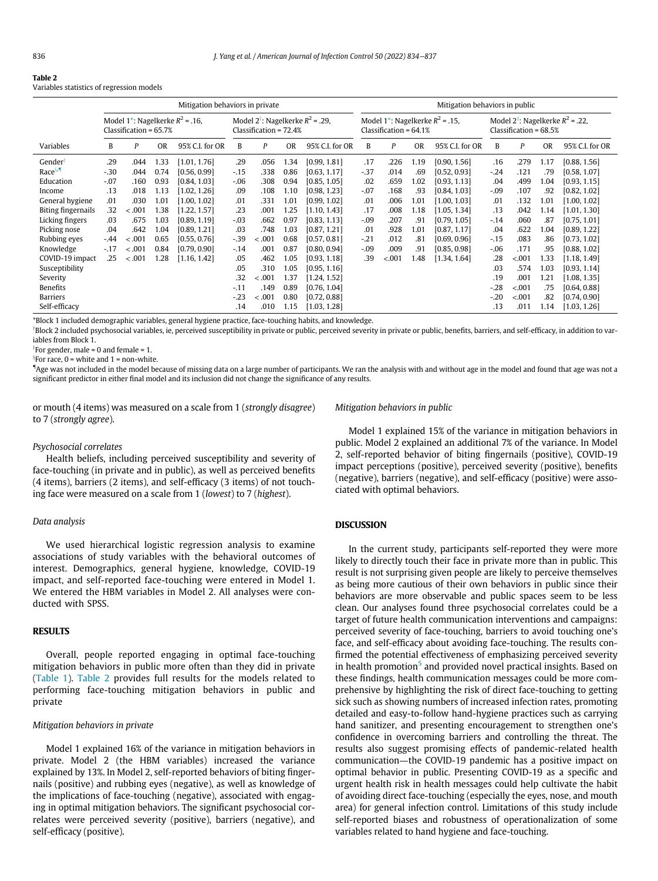**Table 2**
Variables statistics of regression models

| | Mitigation behaviors in private | | | | | | | | Mitigation behaviors in public | | | | | | | |
|---|---|---|---|---|---|---|---|---|---|---|---|---|---|---|---|---|
| | Model 1*: Nagelkerke $R^2$ = .16, Classification = 65.7% | | | | Model 2†: Nagelkerke $R^2$ = .29, Classification = 72.4% | | | | Model 1*: Nagelkerke $R^2$ = .15, Classification = 64.1% | | | | Model 2†: Nagelkerke $R^2$ = .22, Classification = 68.5% | | | |
| Variables | B | P | OR | 95% C.I. for OR | B | P | OR | 95% C.I. for OR | B | P | OR | 95% C.I. for OR | B | P | OR | 95% C.I. for OR |
| Gender‡ | .29 | .044 | 1.33 | [1.01, 1.76] | .29 | .056 | 1.34 | [0.99, 1.81] | .17 | .226 | 1.19 | [0.90, 1.56] | .16 | .279 | 1.17 | [0.88, 1.56] |
| Race§,¶ | -.30 | .044 | 0.74 | [0.56, 0.99] | -.15 | .338 | 0.86 | [0.63, 1.17] | -.37 | .014 | .69 | [0.52, 0.93] | -.24 | .121 | .79 | [0.58, 1.07] |
| Education | -.07 | .160 | 0.93 | [0.84, 1.03] | -.06 | .308 | 0.94 | [0.85, 1.05] | .02 | .659 | 1.02 | [0.93, 1.13] | .04 | .499 | 1.04 | [0.93, 1.15] |
| Income | .13 | .018 | 1.13 | [1.02, 1.26] | .09 | .108 | 1.10 | [0.98, 1.23] | -.07 | .168 | .93 | [0.84, 1.03] | -.09 | .107 | .92 | [0.82, 1.02] |
| General hygiene | .01 | .030 | 1.01 | [1.00, 1.02] | .01 | .331 | 1.01 | [0.99, 1.02] | .01 | .006 | 1.01 | [1.00, 1.03] | .01 | .132 | 1.01 | [1.00, 1.02] |
| Biting fingernails | .32 | <.001 | 1.38 | [1.22, 1.57] | .23 | .001 | 1.25 | [1.10, 1.43] | .17 | .008 | 1.18 | [1.05, 1.34] | .13 | .042 | 1.14 | [1.01, 1.30] |
| Licking fingers | .03 | .675 | 1.03 | [0.89, 1.19] | -.03 | .662 | 0.97 | [0.83, 1.13] | -.09 | .207 | .91 | [0.79, 1.05] | -.14 | .060 | .87 | [0.75, 1.01] |
| Picking nose | .04 | .642 | 1.04 | [0.89, 1.21] | .03 | .748 | 1.03 | [0.87, 1.21] | .01 | .928 | 1.01 | [0.87, 1.17] | .04 | .622 | 1.04 | [0.89, 1.22] |
| Rubbing eyes | -.44 | <.001 | 0.65 | [0.55, 0.76] | -.39 | <.001 | 0.68 | [0.57, 0.81] | -.21 | .012 | .81 | [0.69, 0.96] | -.15 | .083 | .86 | [0.73, 1.02] |
| Knowledge | -.17 | <.001 | 0.84 | [0.79, 0.90] | -.14 | .001 | 0.87 | [0.80, 0.94] | -.09 | .009 | .91 | [0.85, 0.98] | -.06 | .171 | .95 | [0.88, 1.02] |
| COVID-19 impact | .25 | <.001 | 1.28 | [1.16, 1.42] | .05 | .462 | 1.05 | [0.93, 1.18] | .39 | <.001 | 1.48 | [1.34, 1.64] | .28 | <.001 | 1.33 | [1.18, 1.49] |
| Susceptibility | | | | | .05 | .310 | 1.05 | [0.95, 1.16] | | | | | .03 | .574 | 1.03 | [0.93, 1.14] |
| Severity | | | | | .32 | <.001 | 1.37 | [1.24, 1.52] | | | | | .19 | .001 | 1.21 | [1.08, 1.35] |
| Benefits | | | | | -.11 | .149 | 0.89 | [0.76, 1.04] | | | | | -.28 | <.001 | .75 | [0.64, 0.88] |
| Barriers | | | | | -.23 | <.001 | 0.80 | [0.72, 0.88] | | | | | -.20 | <.001 | .82 | [0.74, 0.90] |
| Self-efficacy | | | | | .14 | .010 | 1.15 | [1.03, 1.28] | | | | | .13 | .011 | 1.14 | [1.03, 1.26] |

*Block 1 included demographic variables, general hygiene practice, face-touching habits, and knowledge.
†Block 2 included psychosocial variables, ie, perceived susceptibility in private or public, perceived severity in private or public, benefits, barriers, and self-efficacy, in addition to variables from Block 1.
‡For gender, male = 0 and female = 1.
§For race, 0 = white and 1 = non-white.
¶Age was not included in the model because of missing data on a large number of participants. We ran the analysis with and without age in the model and found that age was not a significant predictor in either final model and its inclusion did not change the significance of any results.

or mouth (4 items) was measured on a scale from 1 (*strongly disagree*) to 7 (*strongly agree*).

### *Psychosocial correlates*

Health beliefs, including perceived susceptibility and severity of face-touching (in private and in public), as well as perceived benefits (4 items), barriers (2 items), and self-efficacy (3 items) of not touching face were measured on a scale from 1 (*lowest*) to 7 (*highest*).

### *Data analysis*

We used hierarchical logistic regression analysis to examine associations of study variables with the behavioral outcomes of interest. Demographics, general hygiene, knowledge, COVID-19 impact, and self-reported face-touching were entered in Model 1. We entered the HBM variables in Model 2. All analyses were conducted with SPSS.

## RESULTS

Overall, people reported engaging in optimal face-touching mitigation behaviors in public more often than they did in private (Table 1). Table 2 provides full results for the models related to performing face-touching mitigation behaviors in public and private

### *Mitigation behaviors in private*

Model 1 explained 16% of the variance in mitigation behaviors in private. Model 2 (the HBM variables) increased the variance explained by 13%. In Model 2, self-reported behaviors of biting fingernails (positive) and rubbing eyes (negative), as well as knowledge of the implications of face-touching (negative), associated with engaging in optimal mitigation behaviors. The significant psychosocial correlates were perceived severity (positive), barriers (negative), and self-efficacy (positive).

### *Mitigation behaviors in public*

Model 1 explained 15% of the variance in mitigation behaviors in public. Model 2 explained an additional 7% of the variance. In Model 2, self-reported behavior of biting fingernails (positive), COVID-19 impact perceptions (positive), perceived severity (positive), benefits (negative), barriers (negative), and self-efficacy (positive) were associated with optimal behaviors.

## DISCUSSION

In the current study, participants self-reported they were more likely to directly touch their face in private more than in public. This result is not surprising given people are likely to perceive themselves as being more cautious of their own behaviors in public since their behaviors are more observable and public spaces seem to be less clean. Our analyses found three psychosocial correlates could be a target of future health communication interventions and campaigns: perceived severity of face-touching, barriers to avoid touching one's face, and self-efficacy about avoiding face-touching. The results confirmed the potential effectiveness of emphasizing perceived severity in health promotion[5] and provided novel practical insights. Based on these findings, health communication messages could be more comprehensive by highlighting the risk of direct face-touching to getting sick such as showing numbers of increased infection rates, promoting detailed and easy-to-follow hand-hygiene practices such as carrying hand sanitizer, and presenting encouragement to strengthen one's confidence in overcoming barriers and controlling the threat. The results also suggest promising effects of pandemic-related health communication—the COVID-19 pandemic has a positive impact on optimal behavior in public. Presenting COVID-19 as a specific and urgent health risk in health messages could help cultivate the habit of avoiding direct face-touching (especially the eyes, nose, and mouth area) for general infection control. Limitations of this study include self-reported biases and robustness of operationalization of some variables related to hand hygiene and face-touching.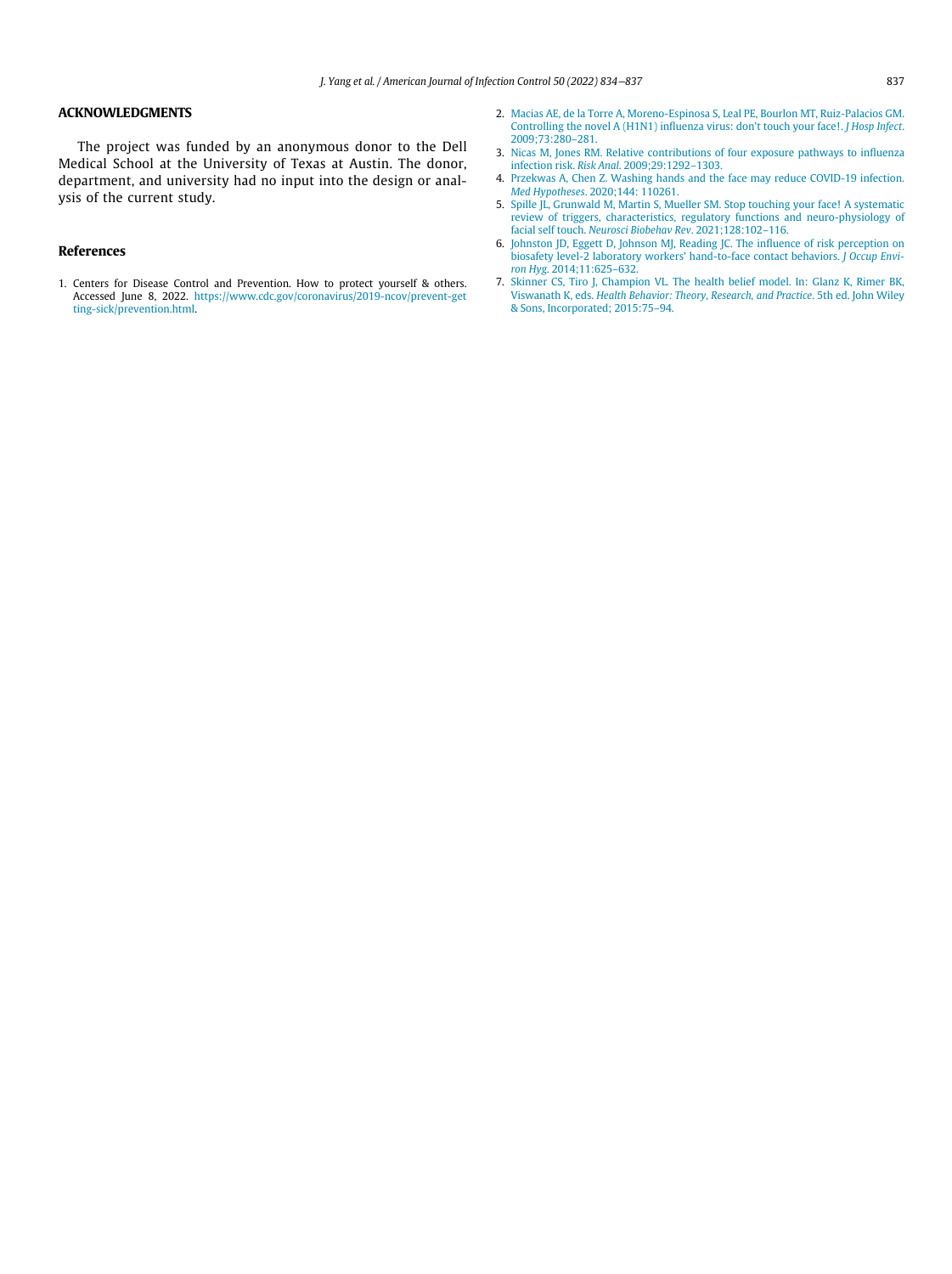## ACKNOWLEDGMENTS

The project was funded by an anonymous donor to the Dell Medical School at the University of Texas at Austin. The donor, department, and university had no input into the design or analysis of the current study.

## References

1. Centers for Disease Control and Prevention. How to protect yourself & others. Accessed June 8, 2022. https://www.cdc.gov/coronavirus/2019-ncov/prevent-getting-sick/prevention.html.
2. Macias AE, de la Torre A, Moreno-Espinosa S, Leal PE, Bourlon MT, Ruiz-Palacios GM. Controlling the novel A (H1N1) influenza virus: don't touch your face!. *J Hosp Infect*. 2009;73:280–281.
3. Nicas M, Jones RM. Relative contributions of four exposure pathways to influenza infection risk. *Risk Anal*. 2009;29:1292–1303.
4. Przekwas A, Chen Z. Washing hands and the face may reduce COVID-19 infection. *Med Hypotheses*. 2020;144: 110261.
5. Spille JL, Grunwald M, Martin S, Mueller SM. Stop touching your face! A systematic review of triggers, characteristics, regulatory functions and neuro-physiology of facial self touch. *Neurosci Biobehav Rev*. 2021;128:102–116.
6. Johnston JD, Eggett D, Johnson MJ, Reading JC. The influence of risk perception on biosafety level-2 laboratory workers' hand-to-face contact behaviors. *J Occup Environ Hyg*. 2014;11:625–632.
7. Skinner CS, Tiro J, Champion VL. The health belief model. In: Glanz K, Rimer BK, Viswanath K, eds. *Health Behavior: Theory, Research, and Practice*. 5th ed. John Wiley & Sons, Incorporated; 2015:75–94.